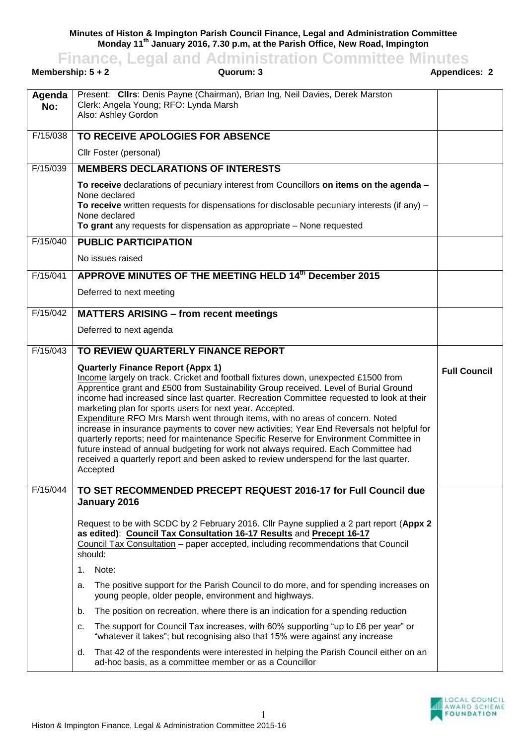**Minutes of Histon & Impington Parish Council Finance, Legal and Administration Committee**
**Monday 11th January 2016, 7.30 p.m, at the Parish Office, New Road, Impington**

# Finance, Legal and Administration Committee Minutes

**Membership: 5 + 2** | **Quorum: 3** | **Appendices: 2**

| Agenda No: | | |
|---|---|---|
| | Present: **Cllrs**: Denis Payne (Chairman), Brian Ing, Neil Davies, Derek Marston<br>Clerk: Angela Young; RFO: Lynda Marsh<br>Also: Ashley Gordon | |
| F/15/038 | **TO RECEIVE APOLOGIES FOR ABSENCE** | |
| | Cllr Foster (personal) | |
| F/15/039 | **MEMBERS DECLARATIONS OF INTERESTS** | |
| | **To receive** declarations of pecuniary interest from Councillors **on items on the agenda –** None declared<br>**To receive** written requests for dispensations for disclosable pecuniary interests (if any) – None declared<br>**To grant** any requests for dispensation as appropriate – None requested | |
| F/15/040 | **PUBLIC PARTICIPATION** | |
| | No issues raised | |
| F/15/041 | **APPROVE MINUTES OF THE MEETING HELD 14th December 2015** | |
| | Deferred to next meeting | |
| F/15/042 | **MATTERS ARISING – from recent meetings** | |
| | Deferred to next agenda | |
| F/15/043 | **TO REVIEW QUARTERLY FINANCE REPORT** | |
| | **Quarterly Finance Report (Appx 1)**<br>Income largely on track. Cricket and football fixtures down, unexpected £1500 from Apprentice grant and £500 from Sustainability Group received. Level of Burial Ground income had increased since last quarter. Recreation Committee requested to look at their marketing plan for sports users for next year. Accepted.<br>Expenditure RFO Mrs Marsh went through items, with no areas of concern. Noted increase in insurance payments to cover new activities; Year End Reversals not helpful for quarterly reports; need for maintenance Specific Reserve for Environment Committee in future instead of annual budgeting for work not always required. Each Committee had received a quarterly report and been asked to review underspend for the last quarter. Accepted | **Full Council** |
| F/15/044 | **TO SET RECOMMENDED PRECEPT REQUEST 2016-17 for Full Council due January 2016** | |
| | Request to be with SCDC by 2 February 2016. Cllr Payne supplied a 2 part report (**Appx 2 as edited**): **Council Tax Consultation 16-17 Results** and **Precept 16-17**<br>Council Tax Consultation – paper accepted, including recommendations that Council should: | |
| | 1. Note: | |
| | a. The positive support for the Parish Council to do more, and for spending increases on young people, older people, environment and highways. | |
| | b. The position on recreation, where there is an indication for a spending reduction | |
| | c. The support for Council Tax increases, with 60% supporting "up to £6 per year" or "whatever it takes"; but recognising also that 15% were against any increase | |
| | d. That 42 of the respondents were interested in helping the Parish Council either on an ad-hoc basis, as a committee member or as a Councillor | |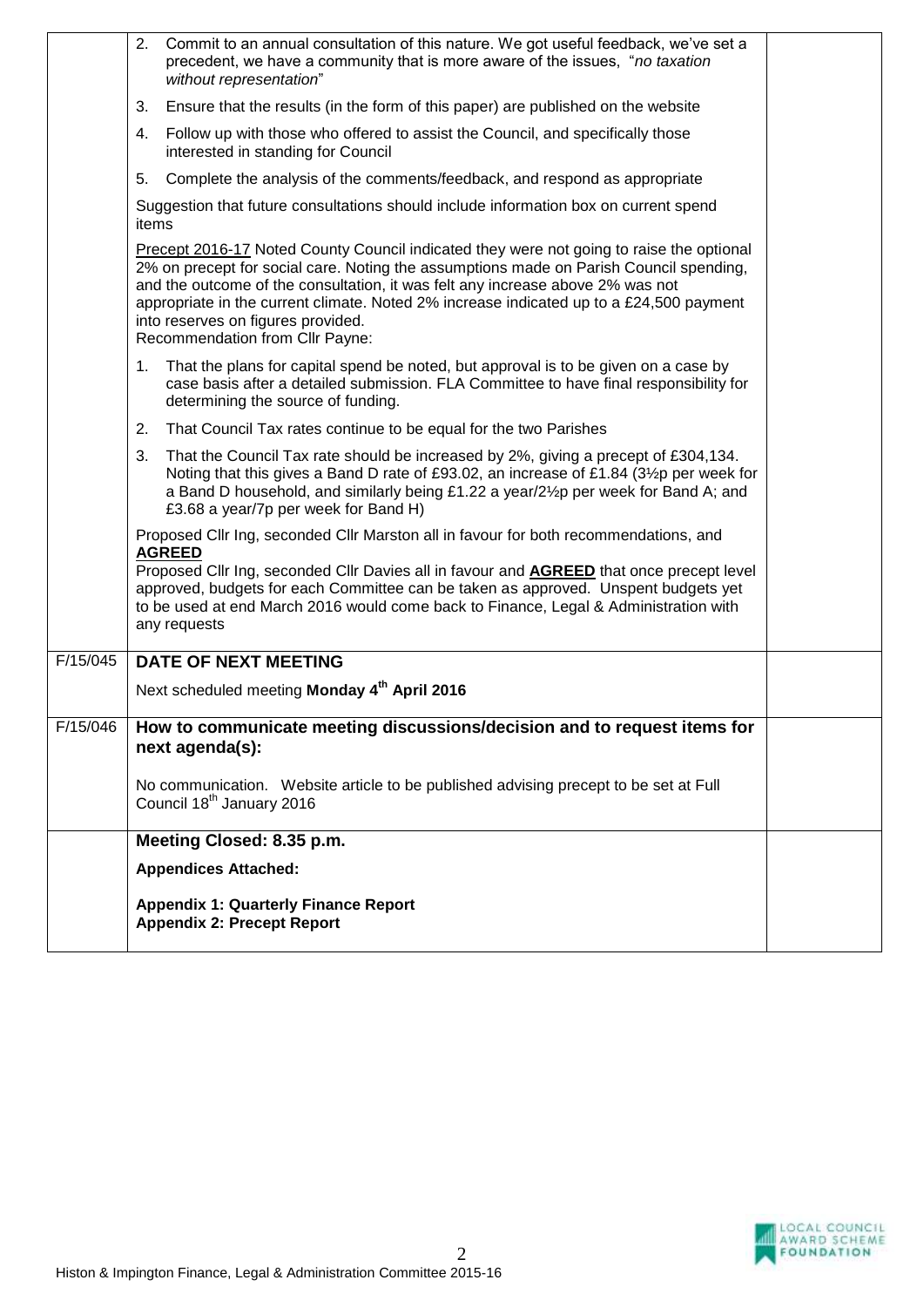| | | |
|---|---|---|
| | 2. Commit to an annual consultation of this nature. We got useful feedback, we've set a precedent, we have a community that is more aware of the issues, "*no taxation without representation*"<br>3. Ensure that the results (in the form of this paper) are published on the website<br>4. Follow up with those who offered to assist the Council, and specifically those interested in standing for Council<br>5. Complete the analysis of the comments/feedback, and respond as appropriate<br><br>Suggestion that future consultations should include information box on current spend items<br><br>Precept 2016-17 Noted County Council indicated they were not going to raise the optional 2% on precept for social care. Noting the assumptions made on Parish Council spending, and the outcome of the consultation, it was felt any increase above 2% was not appropriate in the current climate. Noted 2% increase indicated up to a £24,500 payment into reserves on figures provided.<br>Recommendation from Cllr Payne:<br><br>1. That the plans for capital spend be noted, but approval is to be given on a case by case basis after a detailed submission. FLA Committee to have final responsibility for determining the source of funding.<br>2. That Council Tax rates continue to be equal for the two Parishes<br>3. That the Council Tax rate should be increased by 2%, giving a precept of £304,134. Noting that this gives a Band D rate of £93.02, an increase of £1.84 (3½p per week for a Band D household, and similarly being £1.22 a year/2½p per week for Band A; and £3.68 a year/7p per week for Band H)<br><br>Proposed Cllr Ing, seconded Cllr Marston all in favour for both recommendations, and **AGREED**<br>Proposed Cllr Ing, seconded Cllr Davies all in favour and **AGREED** that once precept level approved, budgets for each Committee can be taken as approved. Unspent budgets yet to be used at end March 2016 would come back to Finance, Legal & Administration with any requests | |
| F/15/045 | **DATE OF NEXT MEETING**<br><br>Next scheduled meeting **Monday 4th April 2016** | |
| F/15/046 | **How to communicate meeting discussions/decision and to request items for next agenda(s):**<br><br>No communication. Website article to be published advising precept to be set at Full Council 18th January 2016 | |
| | **Meeting Closed: 8.35 p.m.**<br><br>**Appendices Attached:**<br><br>**Appendix 1: Quarterly Finance Report**<br>**Appendix 2: Precept Report** | |